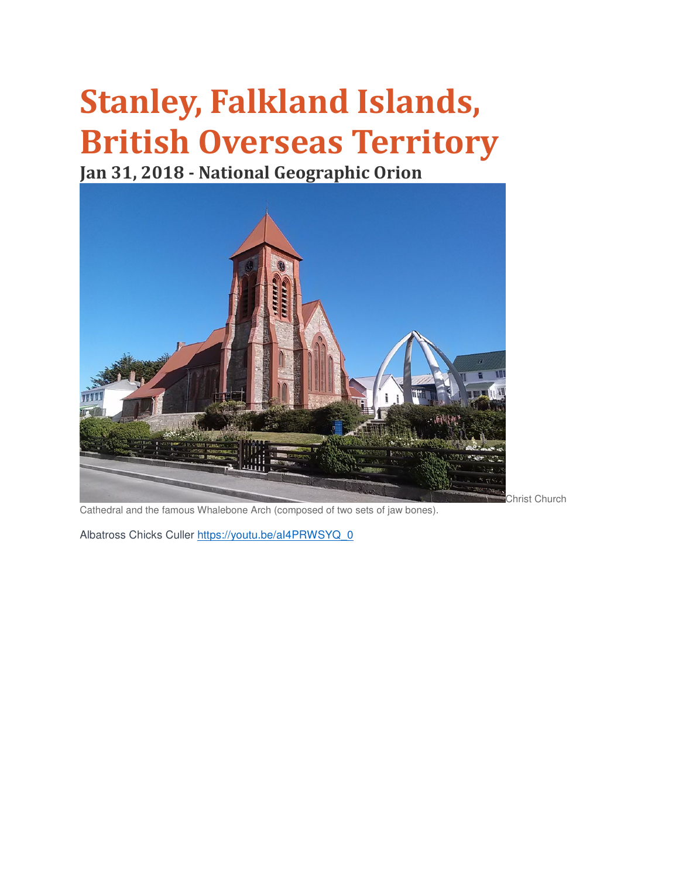# Stanley, Falkland Islands, British Overseas Territory

## Jan 31, 2018 - National Geographic Orion

Christ Church Cathedral and the famous Whalebone Arch (composed of two sets of jaw bones).

Albatross Chicks Culler https://youtu.be/aI4PRWSYQ_0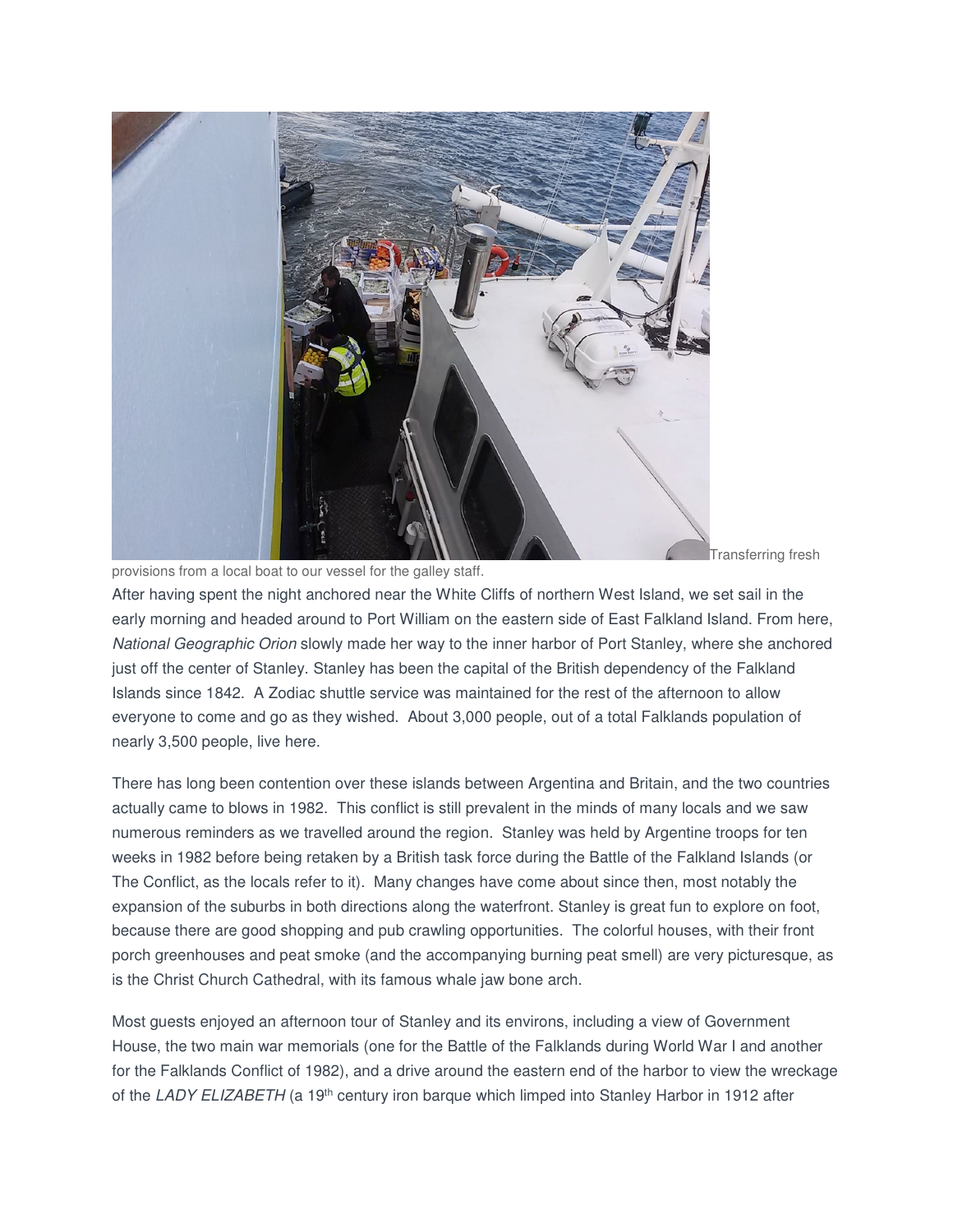Transferring fresh provisions from a local boat to our vessel for the galley staff.

After having spent the night anchored near the White Cliffs of northern West Island, we set sail in the early morning and headed around to Port William on the eastern side of East Falkland Island. From here, *National Geographic Orion* slowly made her way to the inner harbor of Port Stanley, where she anchored just off the center of Stanley. Stanley has been the capital of the British dependency of the Falkland Islands since 1842. A Zodiac shuttle service was maintained for the rest of the afternoon to allow everyone to come and go as they wished. About 3,000 people, out of a total Falklands population of nearly 3,500 people, live here.

There has long been contention over these islands between Argentina and Britain, and the two countries actually came to blows in 1982. This conflict is still prevalent in the minds of many locals and we saw numerous reminders as we travelled around the region. Stanley was held by Argentine troops for ten weeks in 1982 before being retaken by a British task force during the Battle of the Falkland Islands (or The Conflict, as the locals refer to it). Many changes have come about since then, most notably the expansion of the suburbs in both directions along the waterfront. Stanley is great fun to explore on foot, because there are good shopping and pub crawling opportunities. The colorful houses, with their front porch greenhouses and peat smoke (and the accompanying burning peat smell) are very picturesque, as is the Christ Church Cathedral, with its famous whale jaw bone arch.

Most guests enjoyed an afternoon tour of Stanley and its environs, including a view of Government House, the two main war memorials (one for the Battle of the Falklands during World War I and another for the Falklands Conflict of 1982), and a drive around the eastern end of the harbor to view the wreckage of the *LADY ELIZABETH* (a 19th century iron barque which limped into Stanley Harbor in 1912 after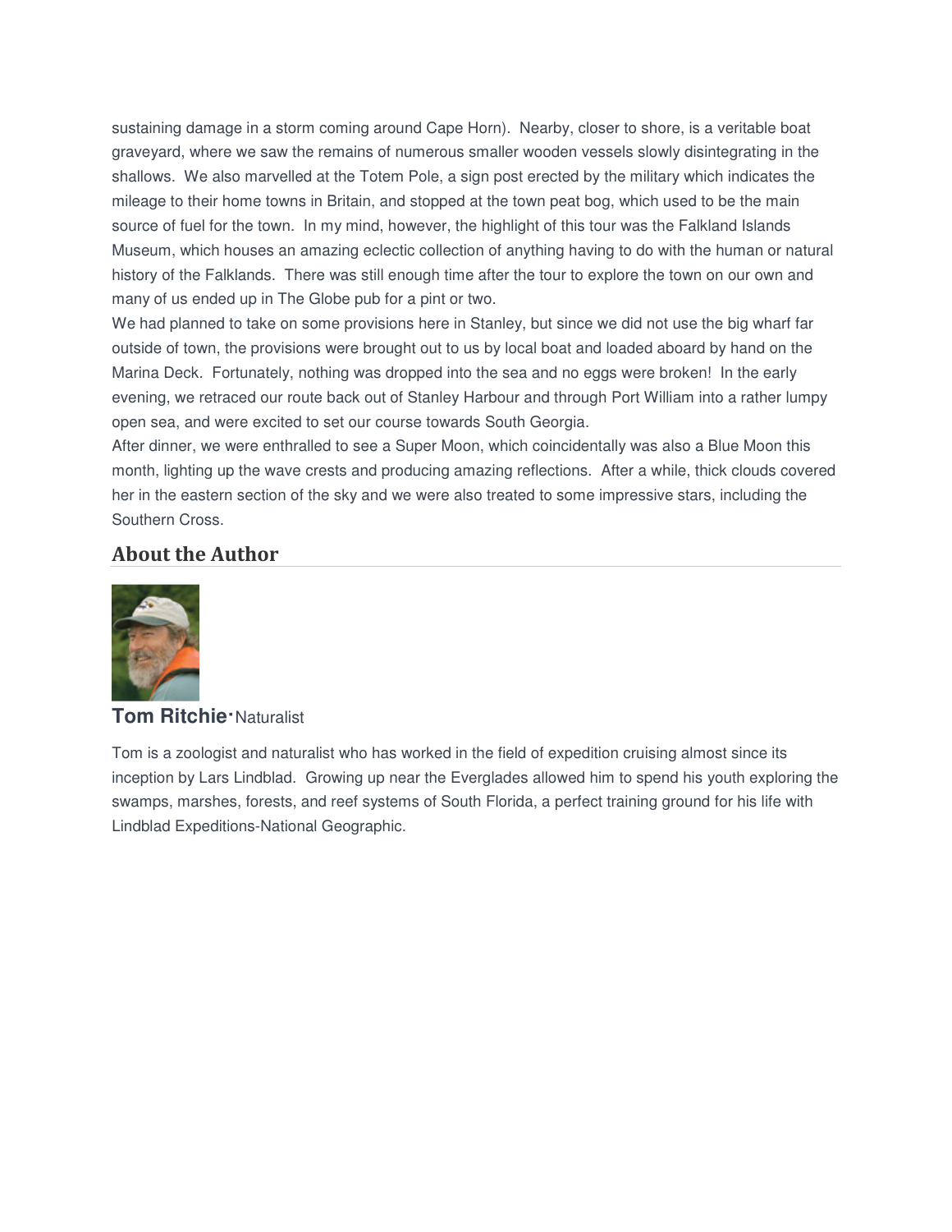sustaining damage in a storm coming around Cape Horn). Nearby, closer to shore, is a veritable boat graveyard, where we saw the remains of numerous smaller wooden vessels slowly disintegrating in the shallows. We also marvelled at the Totem Pole, a sign post erected by the military which indicates the mileage to their home towns in Britain, and stopped at the town peat bog, which used to be the main source of fuel for the town. In my mind, however, the highlight of this tour was the Falkland Islands Museum, which houses an amazing eclectic collection of anything having to do with the human or natural history of the Falklands. There was still enough time after the tour to explore the town on our own and many of us ended up in The Globe pub for a pint or two.

We had planned to take on some provisions here in Stanley, but since we did not use the big wharf far outside of town, the provisions were brought out to us by local boat and loaded aboard by hand on the Marina Deck. Fortunately, nothing was dropped into the sea and no eggs were broken! In the early evening, we retraced our route back out of Stanley Harbour and through Port William into a rather lumpy open sea, and were excited to set our course towards South Georgia.

After dinner, we were enthralled to see a Super Moon, which coincidentally was also a Blue Moon this month, lighting up the wave crests and producing amazing reflections. After a while, thick clouds covered her in the eastern section of the sky and we were also treated to some impressive stars, including the Southern Cross.

## About the Author

**Tom Ritchie**· Naturalist

Tom is a zoologist and naturalist who has worked in the field of expedition cruising almost since its inception by Lars Lindblad. Growing up near the Everglades allowed him to spend his youth exploring the swamps, marshes, forests, and reef systems of South Florida, a perfect training ground for his life with Lindblad Expeditions-National Geographic.